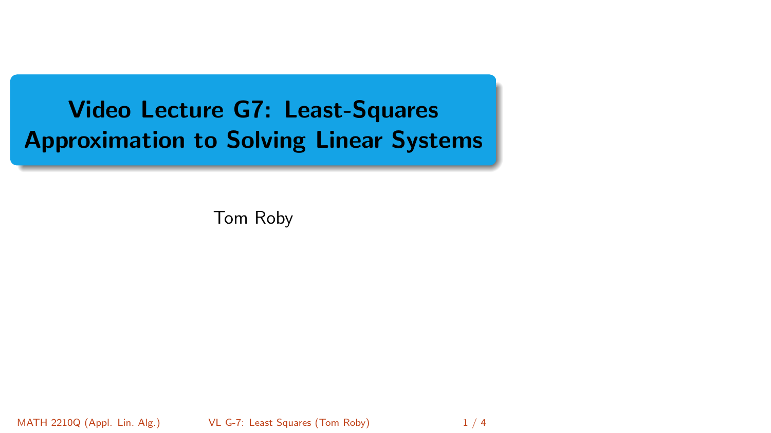# Video Lecture G7: Least-Squares Approximation to Solving Linear Systems

Tom Roby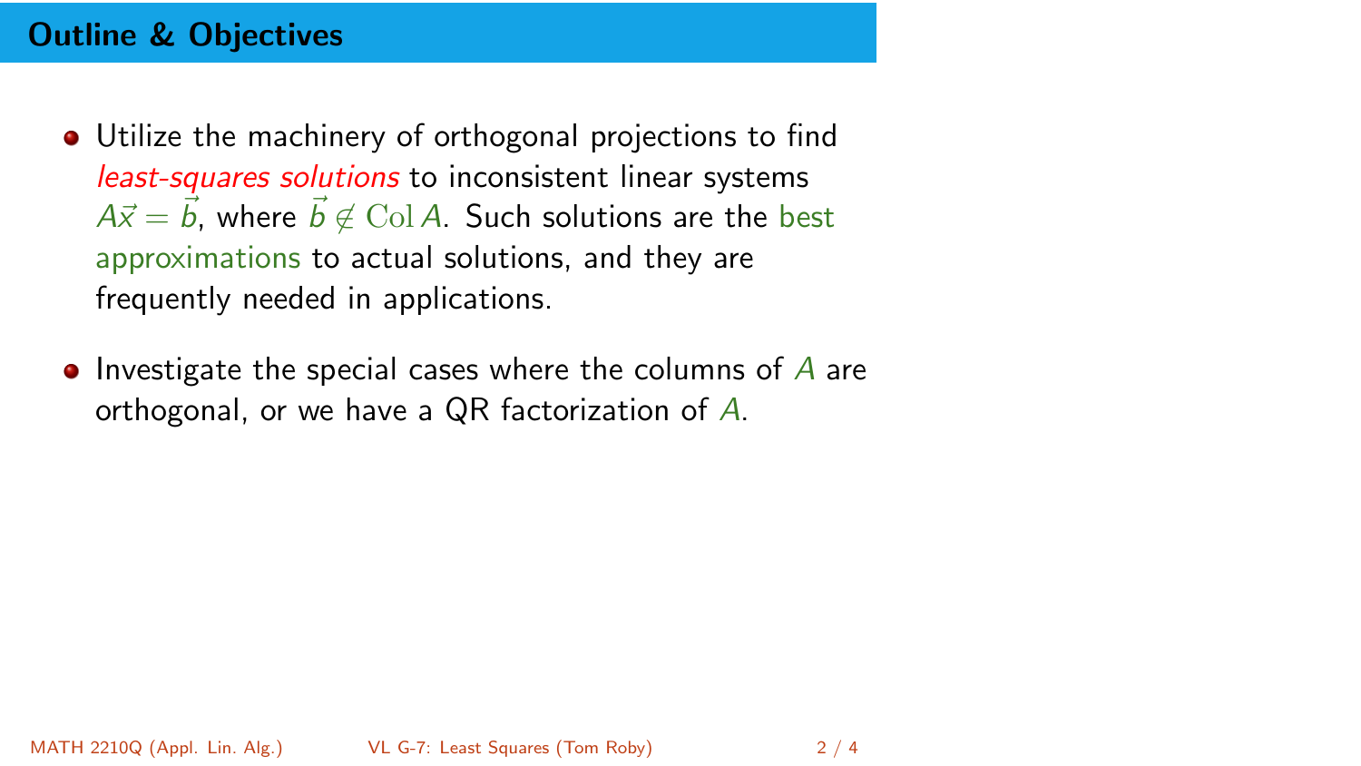## Outline & Objectives

- Utilize the machinery of orthogonal projections to find *least-squares solutions* to inconsistent linear systems $A\vec{x} = \vec{b}$, where $\vec{b} \notin \operatorname{Col} A$. Such solutions are the best approximations to actual solutions, and they are frequently needed in applications.

- Investigate the special cases where the columns of $A$ are orthogonal, or we have a QR factorization of $A$.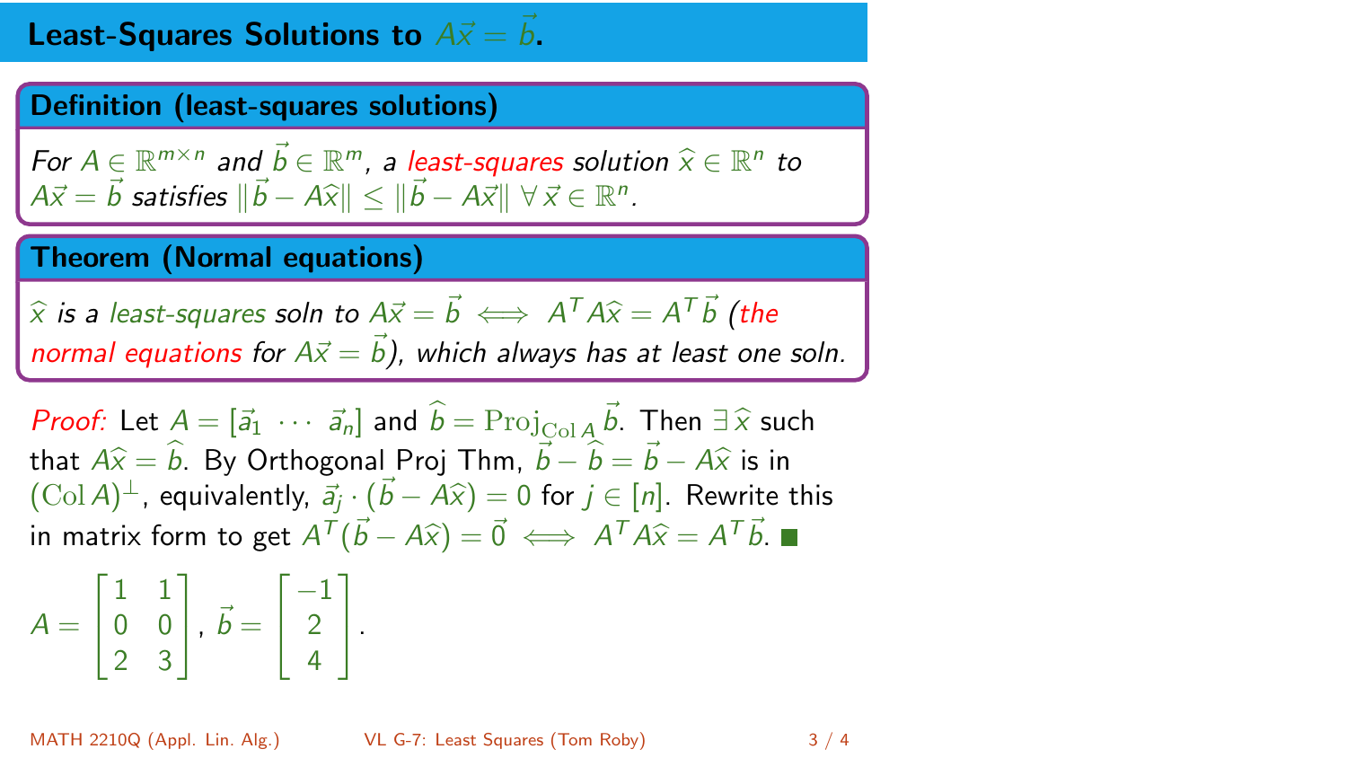# Least-Squares Solutions to $A\vec{x} = \vec{b}$.

**Definition (least-squares solutions)**

*For $A \in \mathbb{R}^{m \times n}$ and $\vec{b} \in \mathbb{R}^m$, a least-squares solution $\widehat{x} \in \mathbb{R}^n$ to $A\vec{x} = \vec{b}$ satisfies $\|\vec{b} - A\widehat{x}\| \le \|\vec{b} - A\vec{x}\| \ \forall \vec{x} \in \mathbb{R}^n$.*

**Theorem (Normal equations)**

*$\widehat{x}$ is a least-squares soln to $A\vec{x} = \vec{b} \iff A^T A\widehat{x} = A^T\vec{b}$ (the normal equations for $A\vec{x} = \vec{b}$), which always has at least one soln.*

*Proof:* Let $A = [\vec{a}_1 \ \cdots \ \vec{a}_n]$ and $\widehat{b} = \mathrm{Proj}_{\mathrm{Col}\,A}\,\vec{b}$. Then $\exists\, \widehat{x}$ such that $A\widehat{x} = \widehat{b}$. By Orthogonal Proj Thm, $\vec{b} - \widehat{b} = \vec{b} - A\widehat{x}$ is in $(\mathrm{Col}\,A)^\perp$, equivalently, $\vec{a}_j \cdot (\vec{b} - A\widehat{x}) = 0$ for $j \in [n]$. Rewrite this in matrix form to get $A^T(\vec{b} - A\widehat{x}) = \vec{0} \iff A^T A\widehat{x} = A^T\vec{b}$. ■

$$A = \begin{bmatrix} 1 & 1 \\ 0 & 0 \\ 2 & 3 \end{bmatrix}, \ \vec{b} = \begin{bmatrix} -1 \\ 2 \\ 4 \end{bmatrix}.$$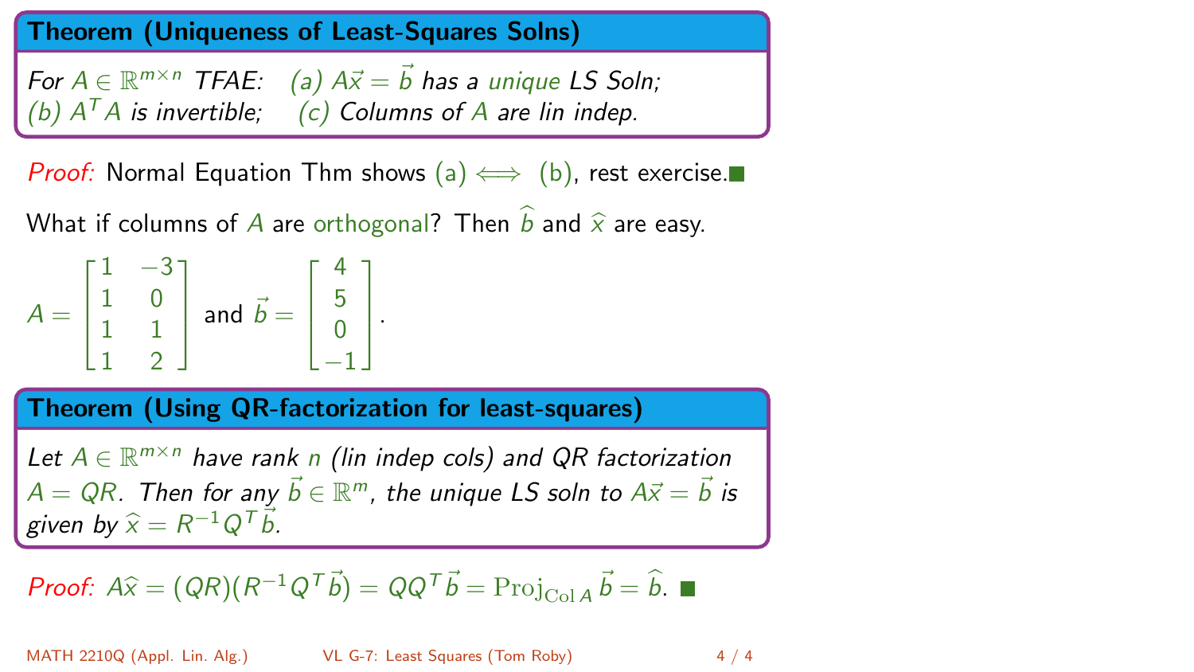**Theorem (Uniqueness of Least-Squares Solns)**

*For $A \in \mathbb{R}^{m\times n}$ TFAE: (a) $A\vec{x} = \vec{b}$ has a unique LS Soln; (b) $A^TA$ is invertible; (c) Columns of $A$ are lin indep.*

*Proof:* Normal Equation Thm shows (a) $\iff$ (b), rest exercise. ■

What if columns of $A$ are orthogonal? Then $\widehat{b}$ and $\widehat{x}$ are easy.

$$A = \begin{bmatrix} 1 & -3 \\ 1 & 0 \\ 1 & 1 \\ 1 & 2 \end{bmatrix} \text{ and } \vec{b} = \begin{bmatrix} 4 \\ 5 \\ 0 \\ -1 \end{bmatrix}.$$

**Theorem (Using QR-factorization for least-squares)**

*Let $A \in \mathbb{R}^{m\times n}$ have rank $n$ (lin indep cols) and QR factorization $A = QR$. Then for any $\vec{b} \in \mathbb{R}^m$, the unique LS soln to $A\vec{x} = \vec{b}$ is given by $\widehat{x} = R^{-1}Q^T\vec{b}$.*

*Proof:* $A\widehat{x} = (QR)(R^{-1}Q^T\vec{b}) = QQ^T\vec{b} = \mathrm{Proj}_{\mathrm{Col}\,A}\,\vec{b} = \widehat{b}$. ■